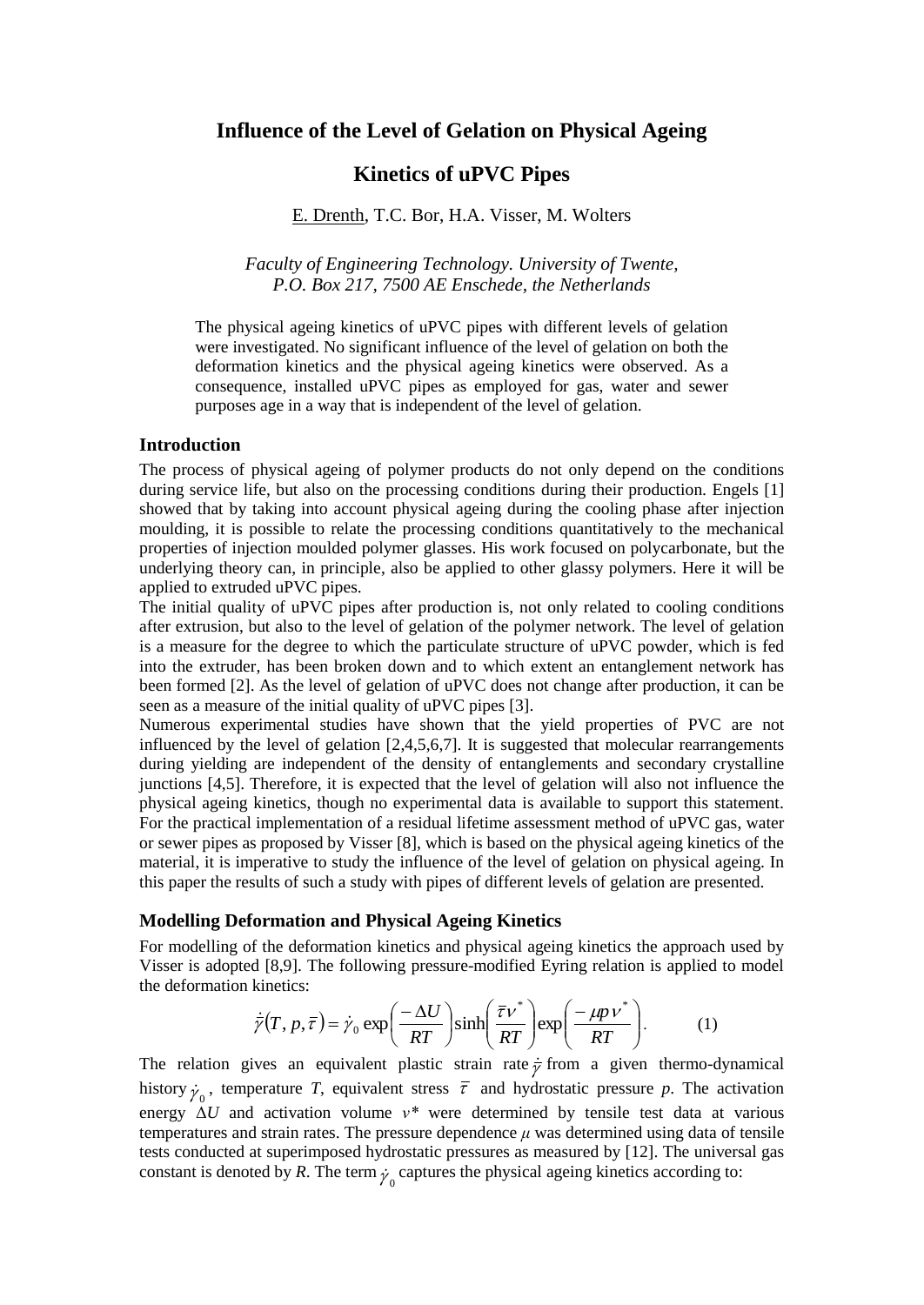# Influence of the Level of Gelation on Physical Ageing Kinetics of uPVC Pipes

E. Drenth, T.C. Bor, H.A. Visser, M. Wolters

*Faculty of Engineering Technology. University of Twente, P.O. Box 217, 7500 AE Enschede, the Netherlands*

The physical ageing kinetics of uPVC pipes with different levels of gelation were investigated. No significant influence of the level of gelation on both the deformation kinetics and the physical ageing kinetics were observed. As a consequence, installed uPVC pipes as employed for gas, water and sewer purposes age in a way that is independent of the level of gelation.

## Introduction

The process of physical ageing of polymer products do not only depend on the conditions during service life, but also on the processing conditions during their production. Engels [1] showed that by taking into account physical ageing during the cooling phase after injection moulding, it is possible to relate the processing conditions quantitatively to the mechanical properties of injection moulded polymer glasses. His work focused on polycarbonate, but the underlying theory can, in principle, also be applied to other glassy polymers. Here it will be applied to extruded uPVC pipes.

The initial quality of uPVC pipes after production is, not only related to cooling conditions after extrusion, but also to the level of gelation of the polymer network. The level of gelation is a measure for the degree to which the particulate structure of uPVC powder, which is fed into the extruder, has been broken down and to which extent an entanglement network has been formed [2]. As the level of gelation of uPVC does not change after production, it can be seen as a measure of the initial quality of uPVC pipes [3].

Numerous experimental studies have shown that the yield properties of PVC are not influenced by the level of gelation [2,4,5,6,7]. It is suggested that molecular rearrangements during yielding are independent of the density of entanglements and secondary crystalline junctions [4,5]. Therefore, it is expected that the level of gelation will also not influence the physical ageing kinetics, though no experimental data is available to support this statement. For the practical implementation of a residual lifetime assessment method of uPVC gas, water or sewer pipes as proposed by Visser [8], which is based on the physical ageing kinetics of the material, it is imperative to study the influence of the level of gelation on physical ageing. In this paper the results of such a study with pipes of different levels of gelation are presented.

## Modelling Deformation and Physical Ageing Kinetics

For modelling of the deformation kinetics and physical ageing kinetics the approach used by Visser is adopted [8,9]. The following pressure-modified Eyring relation is applied to model the deformation kinetics:

$$\dot{\bar{\gamma}}(T, p, \bar{\tau}) = \dot{\gamma}_0 \exp\left(\frac{-\Delta U}{RT}\right) \sinh\left(\frac{\bar{\tau} v^*}{RT}\right) \exp\left(\frac{-\mu p v^*}{RT}\right). \quad (1)$$

The relation gives an equivalent plastic strain rate $\dot{\bar{\gamma}}$ from a given thermo-dynamical history $\dot{\gamma}_0$, temperature $T$, equivalent stress $\bar{\tau}$ and hydrostatic pressure $p$. The activation energy $\Delta U$ and activation volume $v^*$ were determined by tensile test data at various temperatures and strain rates. The pressure dependence $\mu$ was determined using data of tensile tests conducted at superimposed hydrostatic pressures as measured by [12]. The universal gas constant is denoted by $R$. The term $\dot{\gamma}_0$ captures the physical ageing kinetics according to: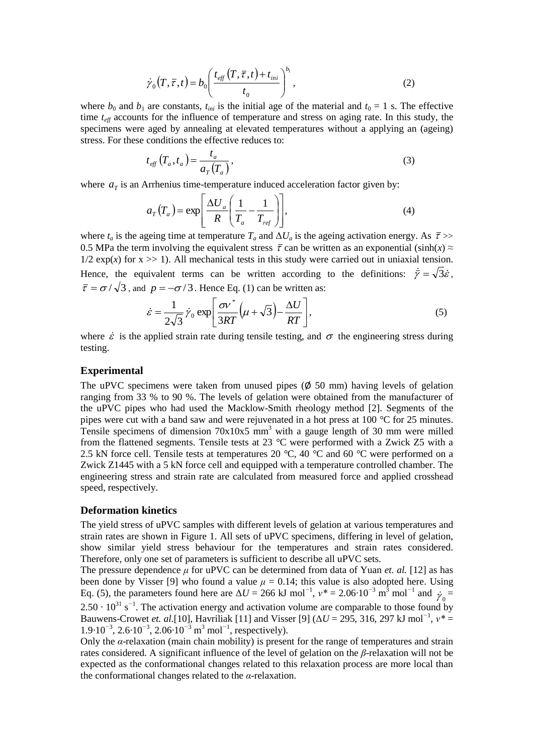$$\dot{\gamma}_0(T,\bar{\tau},t) = b_0\left(\frac{t_{eff}(T,\bar{\tau},t)+t_{ini}}{t_0}\right)^{b_1}, \tag{2}$$

where $b_0$ and $b_1$ are constants, $t_{ini}$ is the initial age of the material and $t_0$ = 1 s. The effective time $t_{eff}$ accounts for the influence of temperature and stress on aging rate. In this study, the specimens were aged by annealing at elevated temperatures without a applying an (ageing) stress. For these conditions the effective reduces to:

$$t_{eff}(T_a,t_a) = \frac{t_a}{a_T(T_a)}, \tag{3}$$

where $a_T$ is an Arrhenius time-temperature induced acceleration factor given by:

$$a_T(T_a) = \exp\left[\frac{\Delta U_a}{R}\left(\frac{1}{T_a}-\frac{1}{T_{ref}}\right)\right], \tag{4}$$

where $t_a$ is the ageing time at temperature $T_a$ and $\Delta U_a$ is the ageing activation energy. As $\bar{\tau}$ >> 0.5 MPa the term involving the equivalent stress $\bar{\tau}$ can be written as an exponential ($\sinh(x) \approx 1/2\exp(x)$ for $x >> 1$). All mechanical tests in this study were carried out in uniaxial tension. Hence, the equivalent terms can be written according to the definitions: $\dot{\bar{\gamma}} = \sqrt{3}\dot{\varepsilon}$, $\bar{\tau} = \sigma/\sqrt{3}$, and $p = -\sigma/3$. Hence Eq. (1) can be written as:

$$\dot{\varepsilon} = \frac{1}{2\sqrt{3}}\dot{\gamma}_0\exp\left[\frac{\sigma v^*}{3RT}\left(\mu+\sqrt{3}\right)-\frac{\Delta U}{RT}\right], \tag{5}$$

where $\dot{\varepsilon}$ is the applied strain rate during tensile testing, and $\sigma$ the engineering stress during testing.

## Experimental

The uPVC specimens were taken from unused pipes (Ø 50 mm) having levels of gelation ranging from 33 % to 90 %. The levels of gelation were obtained from the manufacturer of the uPVC pipes who had used the Macklow-Smith rheology method [2]. Segments of the pipes were cut with a band saw and were rejuvenated in a hot press at 100 °C for 25 minutes. Tensile specimens of dimension 70x10x5 mm$^3$ with a gauge length of 30 mm were milled from the flattened segments. Tensile tests at 23 °C were performed with a Zwick Z5 with a 2.5 kN force cell. Tensile tests at temperatures 20 °C, 40 °C and 60 °C were performed on a Zwick Z1445 with a 5 kN force cell and equipped with a temperature controlled chamber. The engineering stress and strain rate are calculated from measured force and applied crosshead speed, respectively.

## Deformation kinetics

The yield stress of uPVC samples with different levels of gelation at various temperatures and strain rates are shown in Figure 1. All sets of uPVC specimens, differing in level of gelation, show similar yield stress behaviour for the temperatures and strain rates considered. Therefore, only one set of parameters is sufficient to describe all uPVC sets.

The pressure dependence $\mu$ for uPVC can be determined from data of Yuan *et. al.* [12] as has been done by Visser [9] who found a value $\mu$ = 0.14; this value is also adopted here. Using Eq. (5), the parameters found here are $\Delta U$ = 266 kJ mol$^{-1}$, $v^*$ = 2.06·10$^{-3}$ m$^3$ mol$^{-1}$ and $\dot{\gamma}_0$ = 2.50 · 10$^{31}$ s$^{-1}$. The activation energy and activation volume are comparable to those found by Bauwens-Crowet *et. al.*[10], Havriliak [11] and Visser [9] ($\Delta U$ = 295, 316, 297 kJ mol$^{-1}$, $v^*$ = 1.9·10$^{-3}$, 2.6·10$^{-3}$, 2.06·10$^{-3}$ m$^3$ mol$^{-1}$, respectively).

Only the $\alpha$-relaxation (main chain mobility) is present for the range of temperatures and strain rates considered. A significant influence of the level of gelation on the $\beta$-relaxation will not be expected as the conformational changes related to this relaxation process are more local than the conformational changes related to the $\alpha$-relaxation.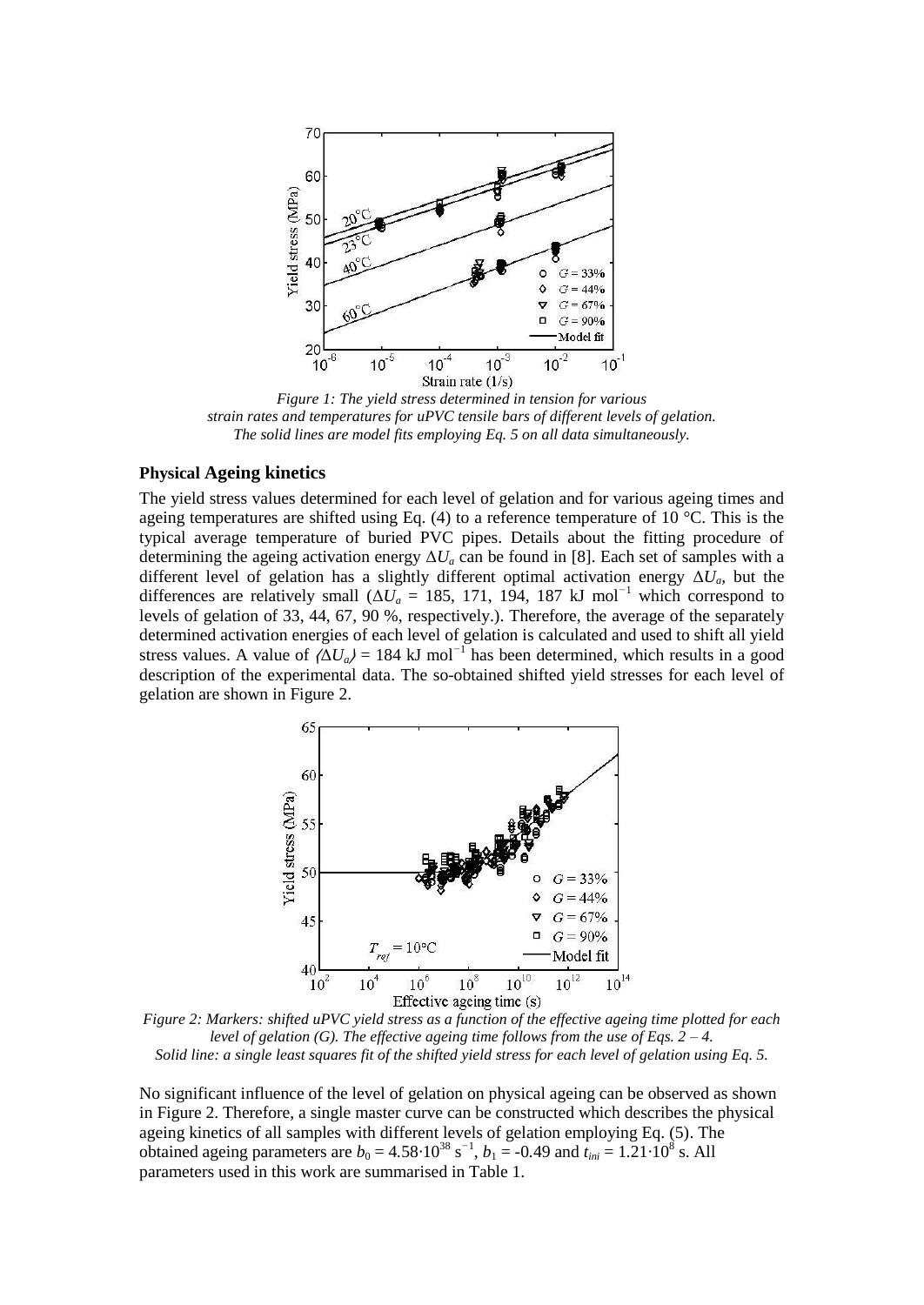*Figure 1: The yield stress determined in tension for various strain rates and temperatures for uPVC tensile bars of different levels of gelation. The solid lines are model fits employing Eq. 5 on all data simultaneously.*

### Physical Ageing kinetics

The yield stress values determined for each level of gelation and for various ageing times and ageing temperatures are shifted using Eq. (4) to a reference temperature of 10 °C. This is the typical average temperature of buried PVC pipes. Details about the fitting procedure of determining the ageing activation energy $\Delta U_a$ can be found in [8]. Each set of samples with a different level of gelation has a slightly different optimal activation energy $\Delta U_a$, but the differences are relatively small ($\Delta U_a$ = 185, 171, 194, 187 kJ mol$^{-1}$ which correspond to levels of gelation of 33, 44, 67, 90 %, respectively.). Therefore, the average of the separately determined activation energies of each level of gelation is calculated and used to shift all yield stress values. A value of $\langle \Delta U_a \rangle$ = 184 kJ mol$^{-1}$ has been determined, which results in a good description of the experimental data. The so-obtained shifted yield stresses for each level of gelation are shown in Figure 2.

*Figure 2: Markers: shifted uPVC yield stress as a function of the effective ageing time plotted for each level of gelation (G). The effective ageing time follows from the use of Eqs. 2 – 4. Solid line: a single least squares fit of the shifted yield stress for each level of gelation using Eq. 5.*

No significant influence of the level of gelation on physical ageing can be observed as shown in Figure 2. Therefore, a single master curve can be constructed which describes the physical ageing kinetics of all samples with different levels of gelation employing Eq. (5). The obtained ageing parameters are $b_0 = 4.58 \cdot 10^{38}$ s$^{-1}$, $b_1$ = -0.49 and $t_{ini} = 1.21 \cdot 10^{8}$ s. All parameters used in this work are summarised in Table 1.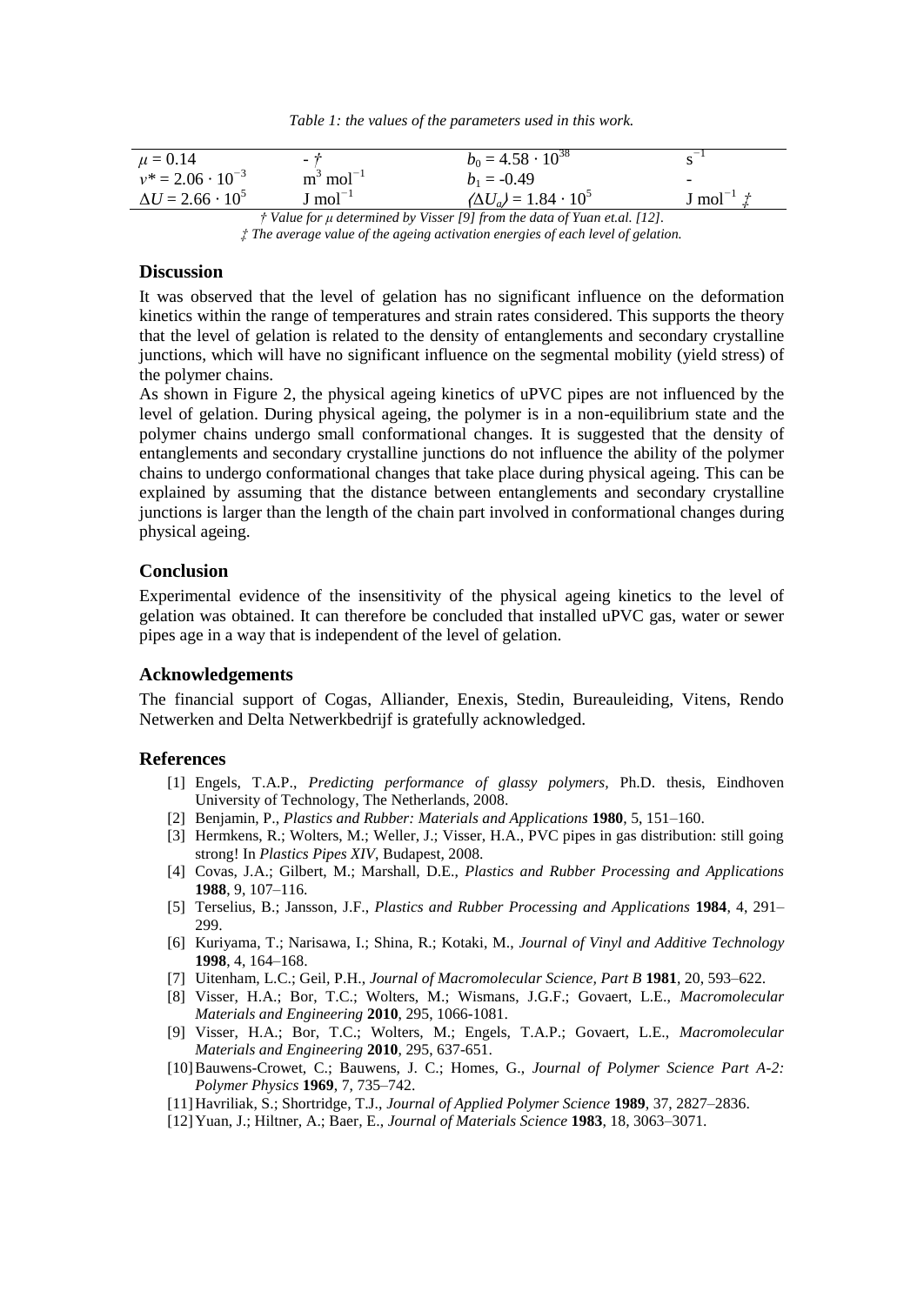*Table 1: the values of the parameters used in this work.*

| | | | |
|---|---|---|---|
| $\mu = 0.14$ | - † | $b_0 = 4.58 \cdot 10^{38}$ | $s^{-1}$ |
| $v^* = 2.06 \cdot 10^{-3}$ | $m^3\ mol^{-1}$ | $b_1 = -0.49$ | - |
| $\Delta U = 2.66 \cdot 10^5$ | $J\ mol^{-1}$ | $\langle \Delta U_a \rangle = 1.84 \cdot 10^5$ | $J\ mol^{-1}$ ‡ |

*† Value for μ determined by Visser [9] from the data of Yuan et.al. [12].*
*‡ The average value of the ageing activation energies of each level of gelation.*

## Discussion

It was observed that the level of gelation has no significant influence on the deformation kinetics within the range of temperatures and strain rates considered. This supports the theory that the level of gelation is related to the density of entanglements and secondary crystalline junctions, which will have no significant influence on the segmental mobility (yield stress) of the polymer chains.

As shown in Figure 2, the physical ageing kinetics of uPVC pipes are not influenced by the level of gelation. During physical ageing, the polymer is in a non-equilibrium state and the polymer chains undergo small conformational changes. It is suggested that the density of entanglements and secondary crystalline junctions do not influence the ability of the polymer chains to undergo conformational changes that take place during physical ageing. This can be explained by assuming that the distance between entanglements and secondary crystalline junctions is larger than the length of the chain part involved in conformational changes during physical ageing.

## Conclusion

Experimental evidence of the insensitivity of the physical ageing kinetics to the level of gelation was obtained. It can therefore be concluded that installed uPVC gas, water or sewer pipes age in a way that is independent of the level of gelation.

## Acknowledgements

The financial support of Cogas, Alliander, Enexis, Stedin, Bureauleiding, Vitens, Rendo Netwerken and Delta Netwerkbedrijf is gratefully acknowledged.

## References

[1] Engels, T.A.P., *Predicting performance of glassy polymers*, Ph.D. thesis, Eindhoven University of Technology, The Netherlands, 2008.

[2] Benjamin, P., *Plastics and Rubber: Materials and Applications* **1980**, 5, 151–160.

[3] Hermkens, R.; Wolters, M.; Weller, J.; Visser, H.A., PVC pipes in gas distribution: still going strong! In *Plastics Pipes XIV*, Budapest, 2008.

[4] Covas, J.A.; Gilbert, M.; Marshall, D.E., *Plastics and Rubber Processing and Applications* **1988**, 9, 107–116.

[5] Terselius, B.; Jansson, J.F., *Plastics and Rubber Processing and Applications* **1984**, 4, 291–299.

[6] Kuriyama, T.; Narisawa, I.; Shina, R.; Kotaki, M., *Journal of Vinyl and Additive Technology* **1998**, 4, 164–168.

[7] Uitenham, L.C.; Geil, P.H., *Journal of Macromolecular Science, Part B* **1981**, 20, 593–622.

[8] Visser, H.A.; Bor, T.C.; Wolters, M.; Wismans, J.G.F.; Govaert, L.E., *Macromolecular Materials and Engineering* **2010**, 295, 1066-1081.

[9] Visser, H.A.; Bor, T.C.; Wolters, M.; Engels, T.A.P.; Govaert, L.E., *Macromolecular Materials and Engineering* **2010**, 295, 637-651.

[10] Bauwens-Crowet, C.; Bauwens, J. C.; Homes, G., *Journal of Polymer Science Part A-2: Polymer Physics* **1969**, 7, 735–742.

[11] Havriliak, S.; Shortridge, T.J., *Journal of Applied Polymer Science* **1989**, 37, 2827–2836.

[12] Yuan, J.; Hiltner, A.; Baer, E., *Journal of Materials Science* **1983**, 18, 3063–3071.